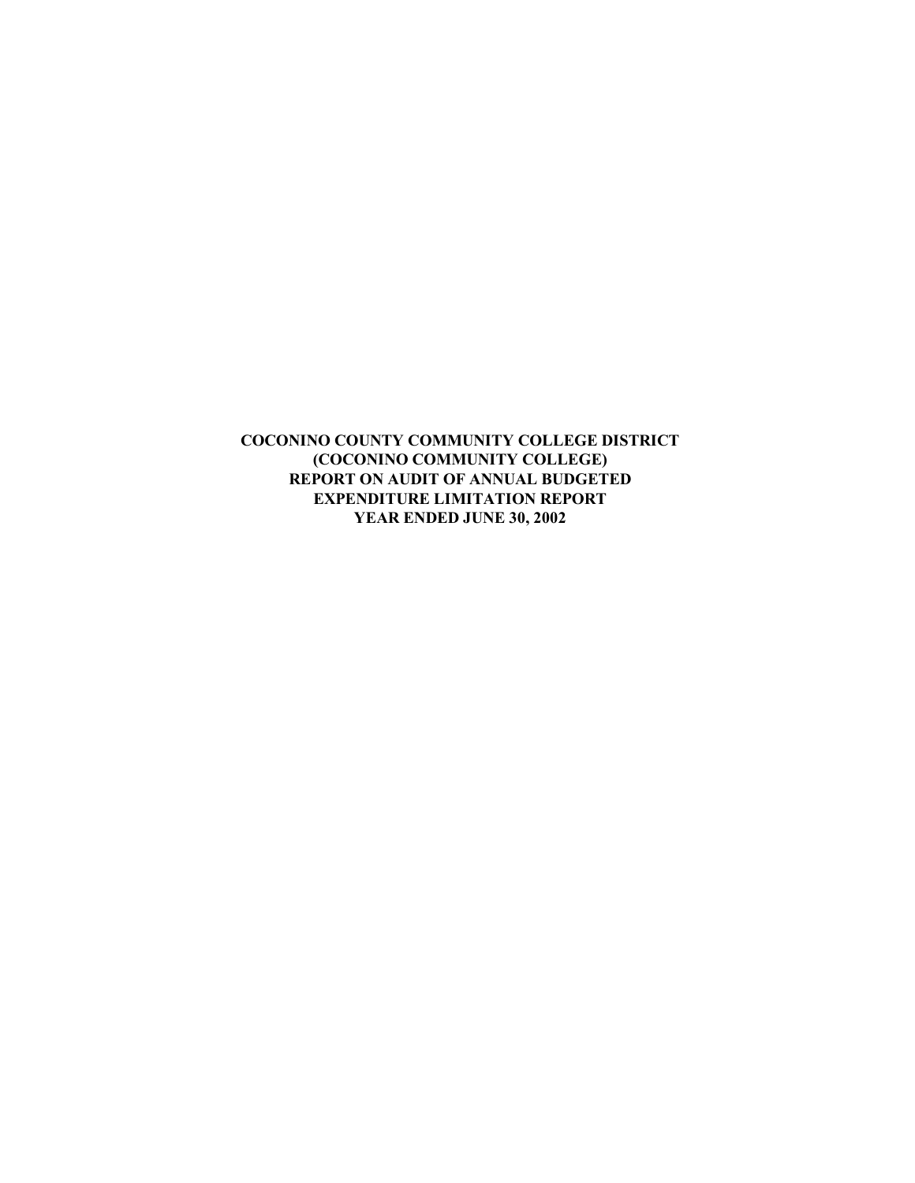**COCONINO COUNTY COMMUNITY COLLEGE DISTRICT**
**(COCONINO COMMUNITY COLLEGE)**
**REPORT ON AUDIT OF ANNUAL BUDGETED**
**EXPENDITURE LIMITATION REPORT**
**YEAR ENDED JUNE 30, 2002**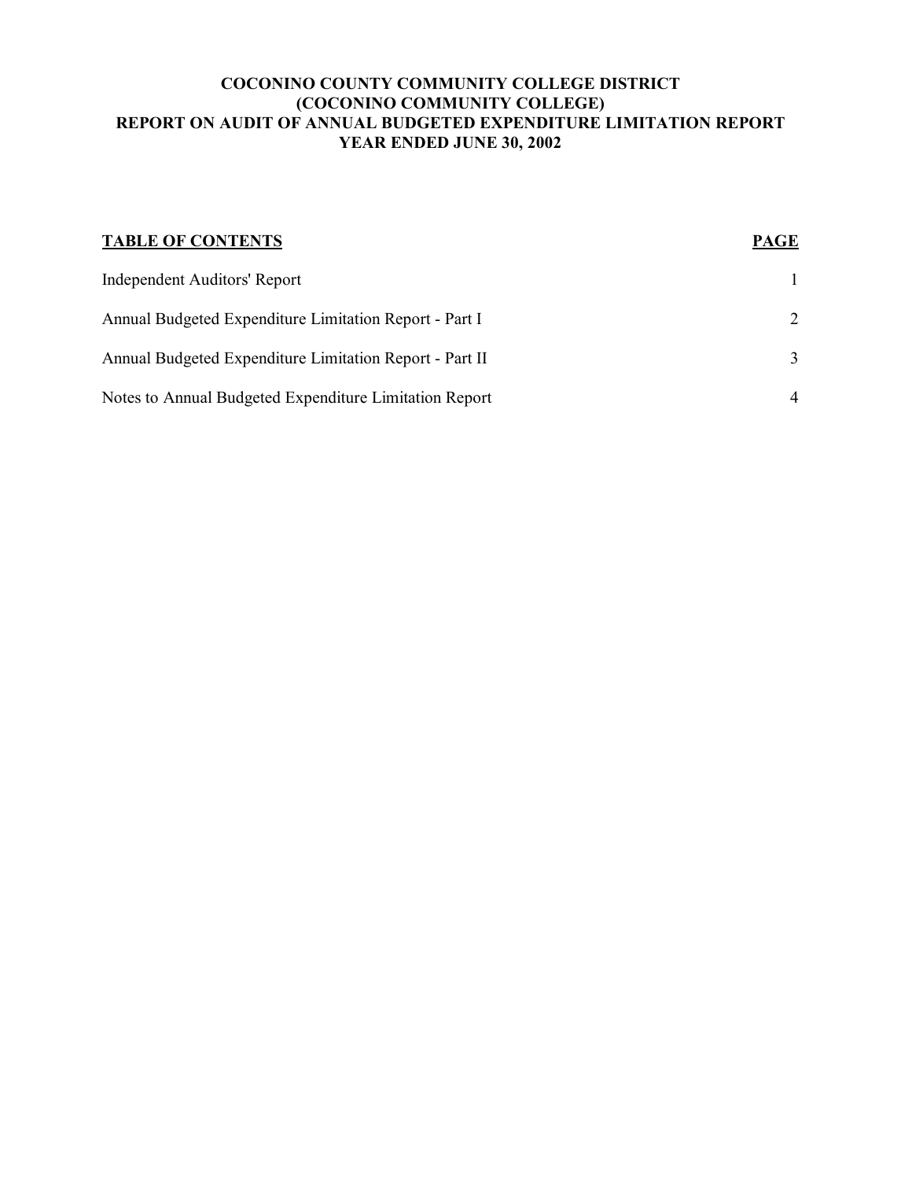# COCONINO COUNTY COMMUNITY COLLEGE DISTRICT
# (COCONINO COMMUNITY COLLEGE)
# REPORT ON AUDIT OF ANNUAL BUDGETED EXPENDITURE LIMITATION REPORT
# YEAR ENDED JUNE 30, 2002

| **TABLE OF CONTENTS** | **PAGE** |
|---|---|
| Independent Auditors' Report | 1 |
| Annual Budgeted Expenditure Limitation Report - Part I | 2 |
| Annual Budgeted Expenditure Limitation Report - Part II | 3 |
| Notes to Annual Budgeted Expenditure Limitation Report | 4 |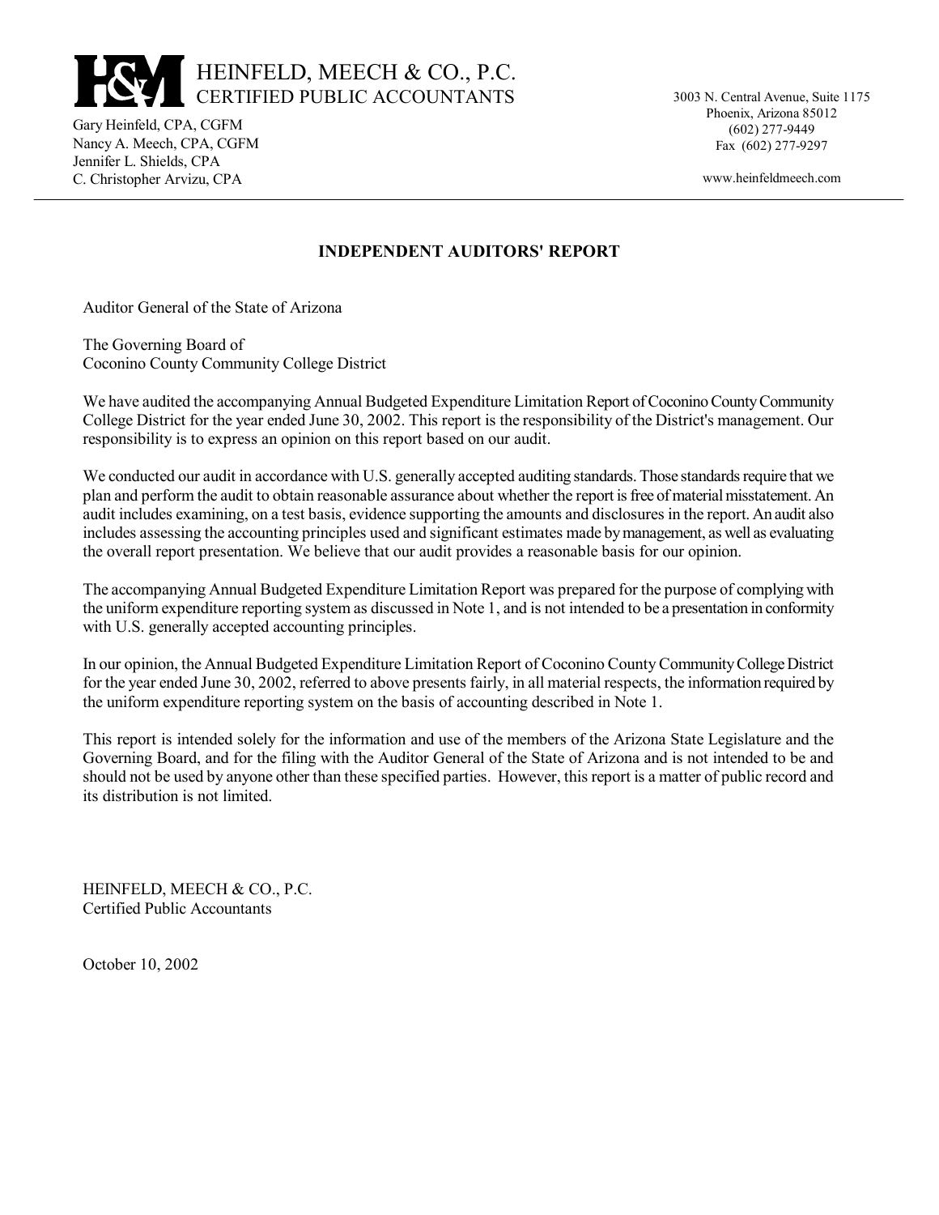# HEINFELD, MEECH & CO., P.C.
CERTIFIED PUBLIC ACCOUNTANTS

Gary Heinfeld, CPA, CGFM
Nancy A. Meech, CPA, CGFM
Jennifer L. Shields, CPA
C. Christopher Arvizu, CPA

3003 N. Central Avenue, Suite 1175
Phoenix, Arizona 85012
(602) 277-9449
Fax (602) 277-9297

www.heinfeldmeech.com

---

## INDEPENDENT AUDITORS' REPORT

Auditor General of the State of Arizona

The Governing Board of
Coconino County Community College District

We have audited the accompanying Annual Budgeted Expenditure Limitation Report of Coconino County Community College District for the year ended June 30, 2002. This report is the responsibility of the District's management. Our responsibility is to express an opinion on this report based on our audit.

We conducted our audit in accordance with U.S. generally accepted auditing standards. Those standards require that we plan and perform the audit to obtain reasonable assurance about whether the report is free of material misstatement. An audit includes examining, on a test basis, evidence supporting the amounts and disclosures in the report. An audit also includes assessing the accounting principles used and significant estimates made by management, as well as evaluating the overall report presentation. We believe that our audit provides a reasonable basis for our opinion.

The accompanying Annual Budgeted Expenditure Limitation Report was prepared for the purpose of complying with the uniform expenditure reporting system as discussed in Note 1, and is not intended to be a presentation in conformity with U.S. generally accepted accounting principles.

In our opinion, the Annual Budgeted Expenditure Limitation Report of Coconino County Community College District for the year ended June 30, 2002, referred to above presents fairly, in all material respects, the information required by the uniform expenditure reporting system on the basis of accounting described in Note 1.

This report is intended solely for the information and use of the members of the Arizona State Legislature and the Governing Board, and for the filing with the Auditor General of the State of Arizona and is not intended to be and should not be used by anyone other than these specified parties. However, this report is a matter of public record and its distribution is not limited.

HEINFELD, MEECH & CO., P.C.
Certified Public Accountants

October 10, 2002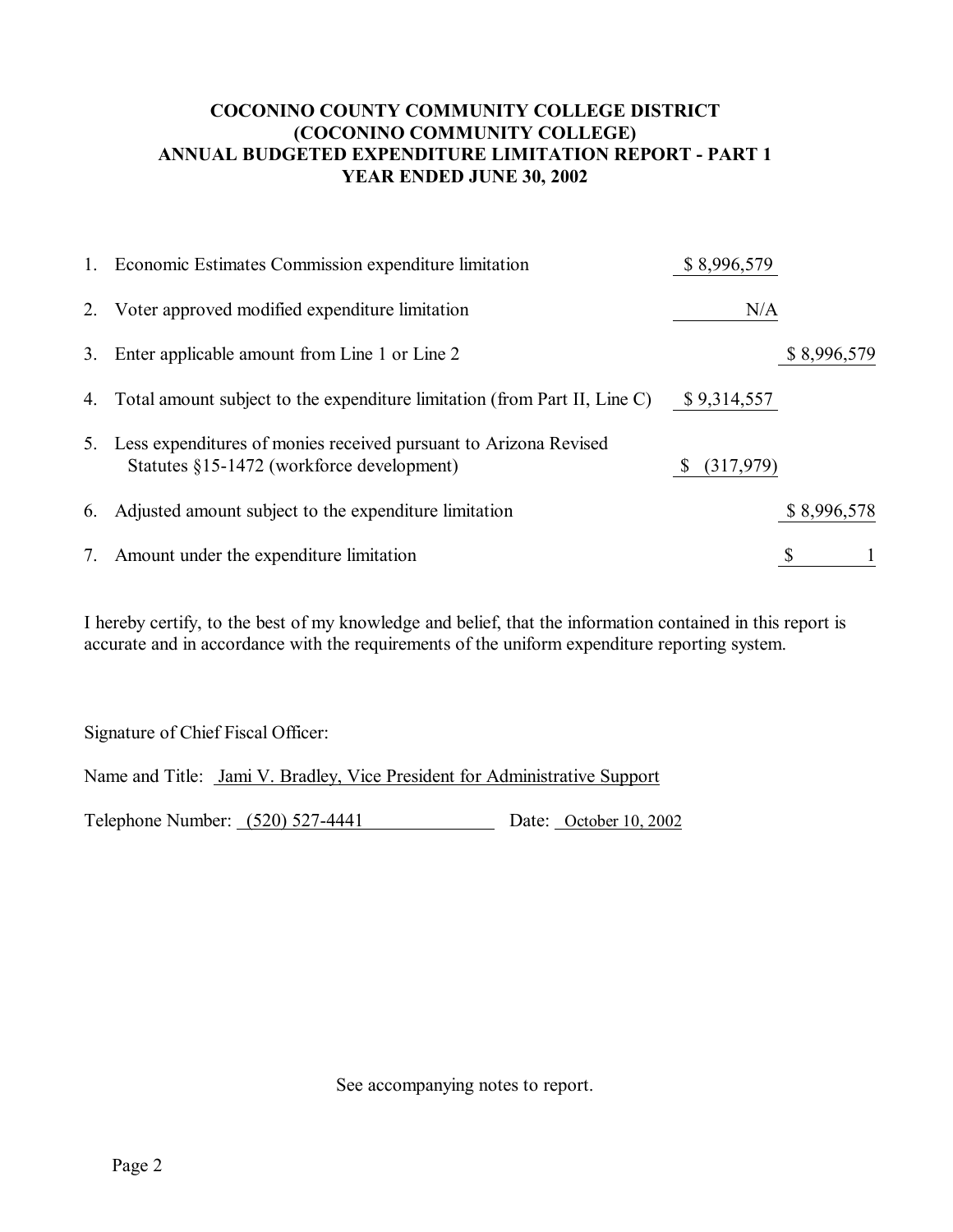**COCONINO COUNTY COMMUNITY COLLEGE DISTRICT**
**(COCONINO COMMUNITY COLLEGE)**
**ANNUAL BUDGETED EXPENDITURE LIMITATION REPORT - PART 1**
**YEAR ENDED JUNE 30, 2002**

| | | | |
|---|---|---|---|
| 1. | Economic Estimates Commission expenditure limitation | $ 8,996,579 | |
| 2. | Voter approved modified expenditure limitation | N/A | |
| 3. | Enter applicable amount from Line 1 or Line 2 | | $ 8,996,579 |
| 4. | Total amount subject to the expenditure limitation (from Part II, Line C) | $ 9,314,557 | |
| 5. | Less expenditures of monies received pursuant to Arizona Revised Statutes §15-1472 (workforce development) | $ (317,979) | |
| 6. | Adjusted amount subject to the expenditure limitation | | $ 8,996,578 |
| 7. | Amount under the expenditure limitation | | $ 1 |

I hereby certify, to the best of my knowledge and belief, that the information contained in this report is accurate and in accordance with the requirements of the uniform expenditure reporting system.

Signature of Chief Fiscal Officer:

Name and Title: Jami V. Bradley, Vice President for Administrative Support

Telephone Number: (520) 527-4441 Date: October 10, 2002

See accompanying notes to report.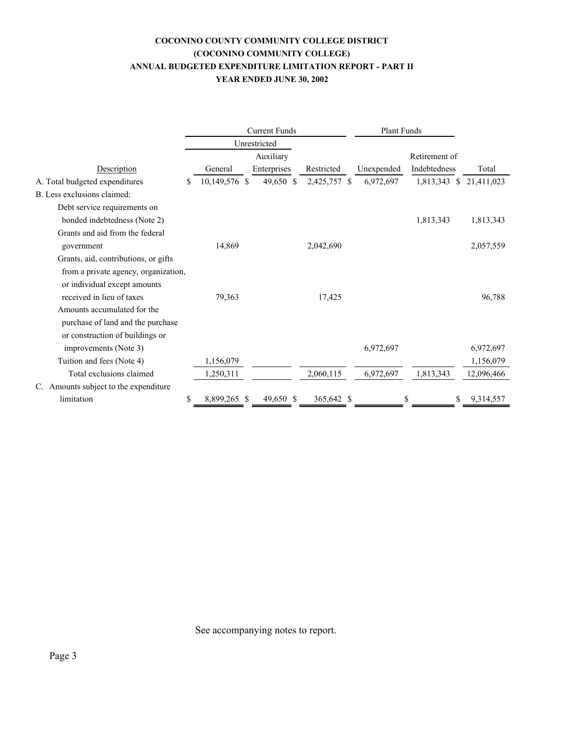**COCONINO COUNTY COMMUNITY COLLEGE DISTRICT**
**(COCONINO COMMUNITY COLLEGE)**
**ANNUAL BUDGETED EXPENDITURE LIMITATION REPORT - PART II**
**YEAR ENDED JUNE 30, 2002**

| | Current Funds | | | Plant Funds | | |
|---|---|---|---|---|---|---|
| | Unrestricted | | | | | |
| Description | General | Auxiliary Enterprises | Restricted | Unexpended | Retirement of Indebtedness | Total |
| A. Total budgeted expenditures | $ 10,149,576 | $ 49,650 | $ 2,425,757 | $ 6,972,697 | 1,813,343 | $ 21,411,023 |
| B. Less exclusions claimed: | | | | | | |
| Debt service requirements on bonded indebtedness (Note 2) | | | | | 1,813,343 | 1,813,343 |
| Grants and aid from the federal government | 14,869 | | 2,042,690 | | | 2,057,559 |
| Grants, aid, contributions, or gifts from a private agency, organization, or individual except amounts received in lieu of taxes | 79,363 | | 17,425 | | | 96,788 |
| Amounts accumulated for the purchase of land and the purchase or construction of buildings or improvements (Note 3) | | | | 6,972,697 | | 6,972,697 |
| Tuition and fees (Note 4) | 1,156,079 | | | | | 1,156,079 |
| Total exclusions claimed | 1,250,311 | | 2,060,115 | 6,972,697 | 1,813,343 | 12,096,466 |
| C. Amounts subject to the expenditure limitation | $ 8,899,265 | $ 49,650 | $ 365,642 | $ | $ | $ 9,314,557 |

See accompanying notes to report.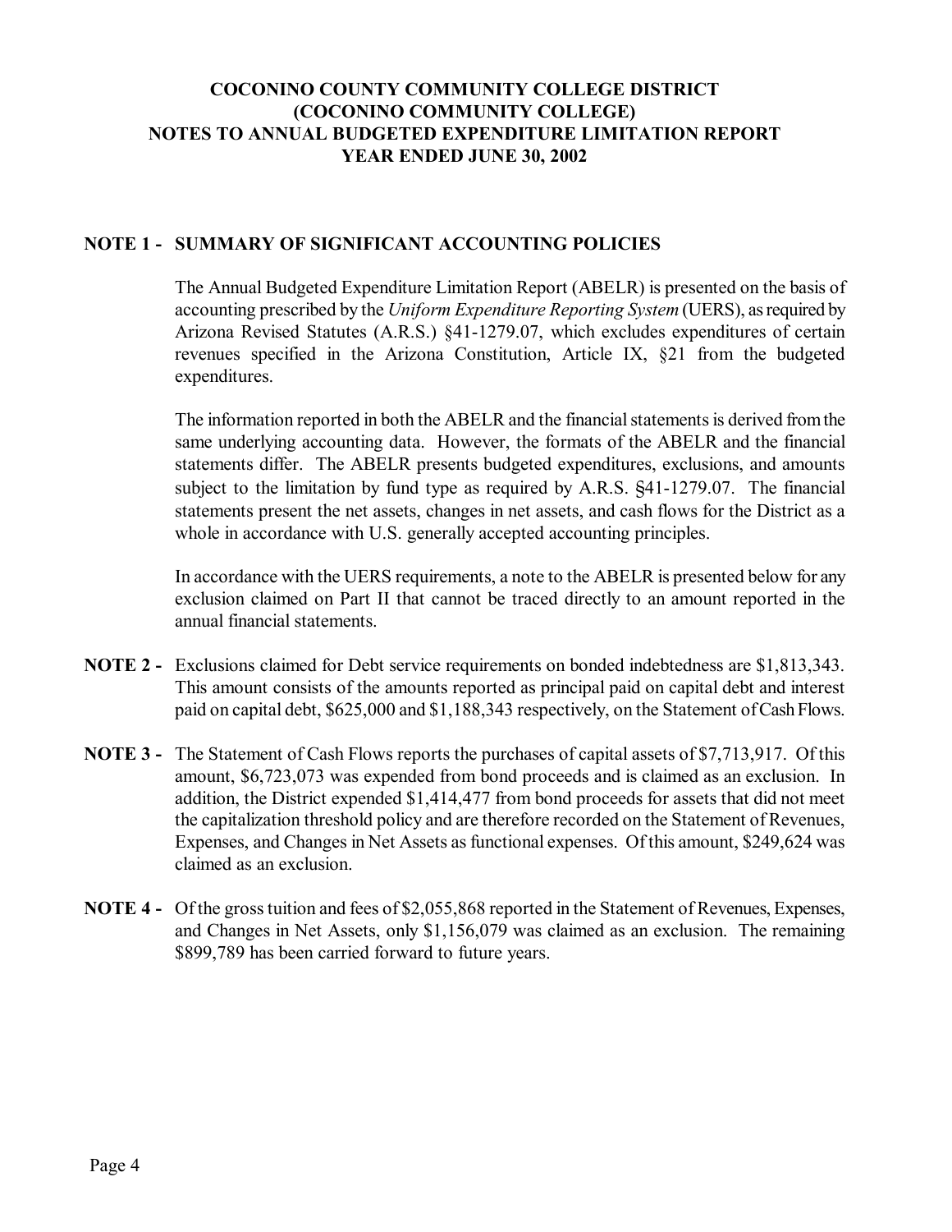# COCONINO COUNTY COMMUNITY COLLEGE DISTRICT
# (COCONINO COMMUNITY COLLEGE)
# NOTES TO ANNUAL BUDGETED EXPENDITURE LIMITATION REPORT
# YEAR ENDED JUNE 30, 2002

## NOTE 1 - SUMMARY OF SIGNIFICANT ACCOUNTING POLICIES

The Annual Budgeted Expenditure Limitation Report (ABELR) is presented on the basis of accounting prescribed by the *Uniform Expenditure Reporting System* (UERS), as required by Arizona Revised Statutes (A.R.S.) §41-1279.07, which excludes expenditures of certain revenues specified in the Arizona Constitution, Article IX, §21 from the budgeted expenditures.

The information reported in both the ABELR and the financial statements is derived from the same underlying accounting data. However, the formats of the ABELR and the financial statements differ. The ABELR presents budgeted expenditures, exclusions, and amounts subject to the limitation by fund type as required by A.R.S. §41-1279.07. The financial statements present the net assets, changes in net assets, and cash flows for the District as a whole in accordance with U.S. generally accepted accounting principles.

In accordance with the UERS requirements, a note to the ABELR is presented below for any exclusion claimed on Part II that cannot be traced directly to an amount reported in the annual financial statements.

**NOTE 2 -** Exclusions claimed for Debt service requirements on bonded indebtedness are $1,813,343. This amount consists of the amounts reported as principal paid on capital debt and interest paid on capital debt, $625,000 and $1,188,343 respectively, on the Statement of Cash Flows.

**NOTE 3 -** The Statement of Cash Flows reports the purchases of capital assets of $7,713,917. Of this amount, $6,723,073 was expended from bond proceeds and is claimed as an exclusion. In addition, the District expended $1,414,477 from bond proceeds for assets that did not meet the capitalization threshold policy and are therefore recorded on the Statement of Revenues, Expenses, and Changes in Net Assets as functional expenses. Of this amount, $249,624 was claimed as an exclusion.

**NOTE 4 -** Of the gross tuition and fees of $2,055,868 reported in the Statement of Revenues, Expenses, and Changes in Net Assets, only $1,156,079 was claimed as an exclusion. The remaining $899,789 has been carried forward to future years.